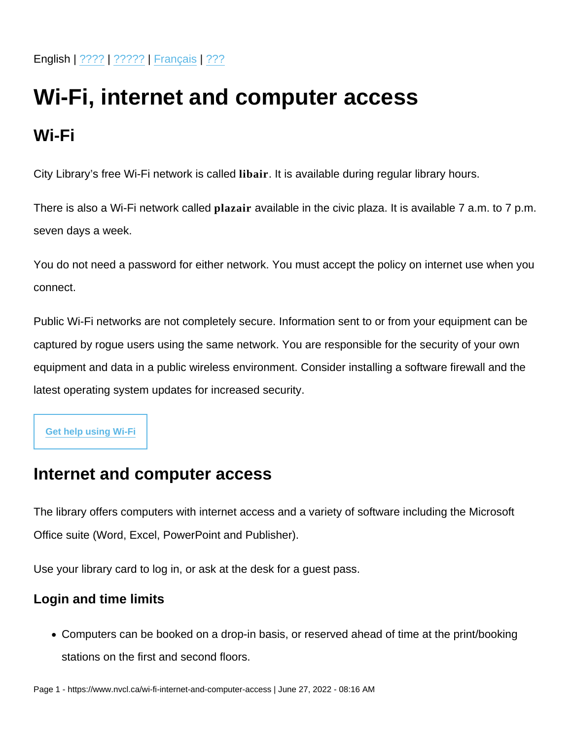English | ???? | ????? | Français | ???

# Wi-Fi, internet and computer access

## Wi-Fi

City Library's free Wi-Fi network is called **libair**. It is available during regular library hours.

There is also a Wi-Fi network called **plazair** available in the civic plaza. It is available 7 a.m. to 7 p.m. seven days a week.

You do not need a password for either network. You must accept the policy on internet use when you connect.

Public Wi-Fi networks are not completely secure. Information sent to or from your equipment can be captured by rogue users using the same network. You are responsible for the security of your own equipment and data in a public wireless environment. Consider installing a software firewall and the latest operating system updates for increased security.

Get help using Wi-Fi

## Internet and computer access

The library offers computers with internet access and a variety of software including the Microsoft Office suite (Word, Excel, PowerPoint and Publisher).

Use your library card to log in, or ask at the desk for a guest pass.

### Login and time limits

- Computers can be booked on a drop-in basis, or reserved ahead of time at the print/booking stations on the first and second floors.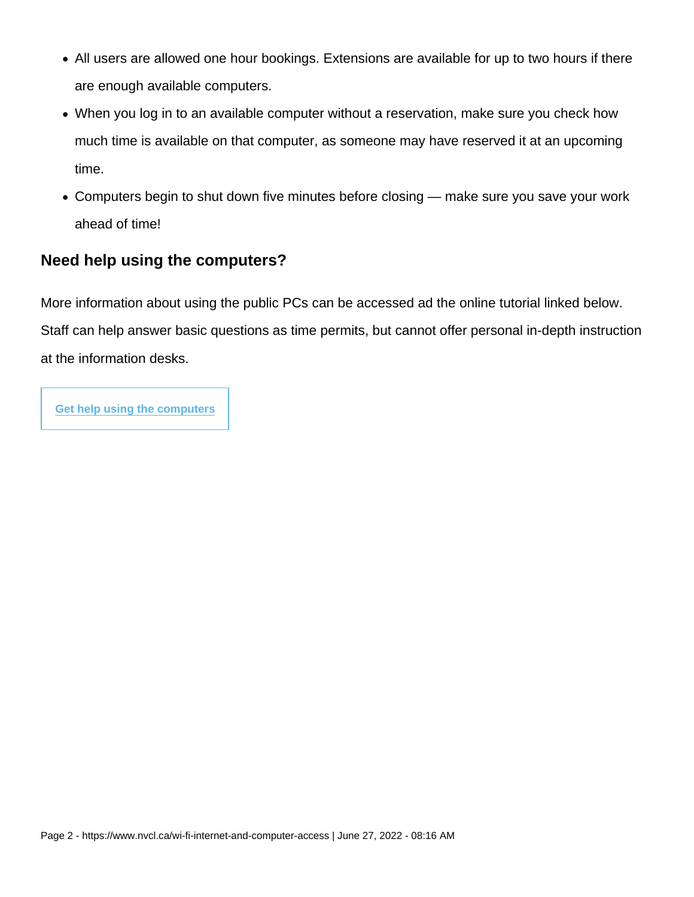- All users are allowed one hour bookings. Extensions are available for up to two hours if there are enough available computers.
- When you log in to an available computer without a reservation, make sure you check how much time is available on that computer, as someone may have reserved it at an upcoming time.
- Computers begin to shut down five minutes before closing — make sure you save your work ahead of time!

### Need help using the computers?

More information about using the public PCs can be accessed ad the online tutorial linked below. Staff can help answer basic questions as time permits, but cannot offer personal in-depth instruction at the information desks.

Get help using the computers